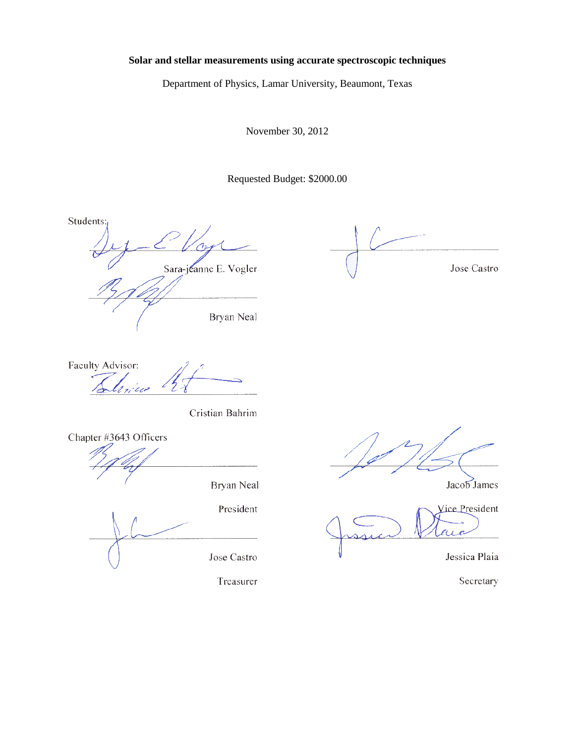**Solar and stellar measurements using accurate spectroscopic techniques**

Department of Physics, Lamar University, Beaumont, Texas

November 30, 2012

Requested Budget: $2000.00

Students:

Sara-jeanne E. Vogler

Jose Castro

Bryan Neal

Faculty Advisor:

Cristian Bahrim

Chapter #3643 Officers

Bryan Neal

President

Jacob James

Vice President

Jose Castro

Treasurer

Jessica Plaia

Secretary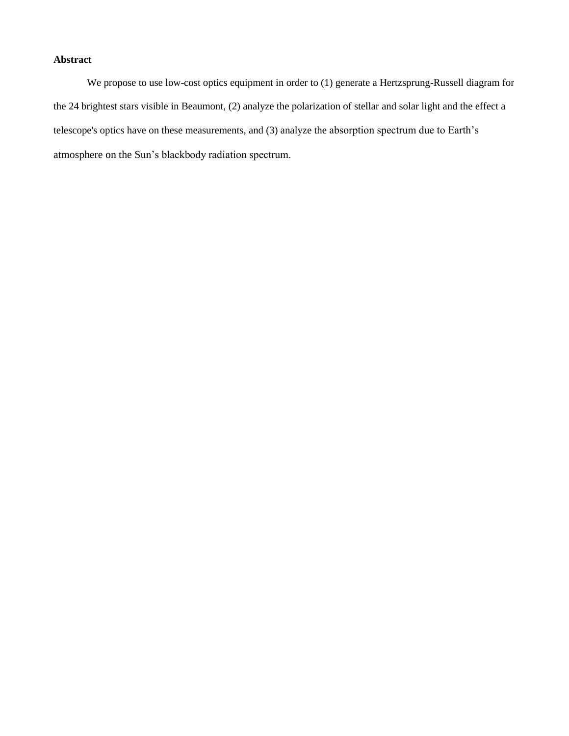**Abstract**

We propose to use low-cost optics equipment in order to (1) generate a Hertzsprung-Russell diagram for the 24 brightest stars visible in Beaumont, (2) analyze the polarization of stellar and solar light and the effect a telescope's optics have on these measurements, and (3) analyze the absorption spectrum due to Earth's atmosphere on the Sun's blackbody radiation spectrum.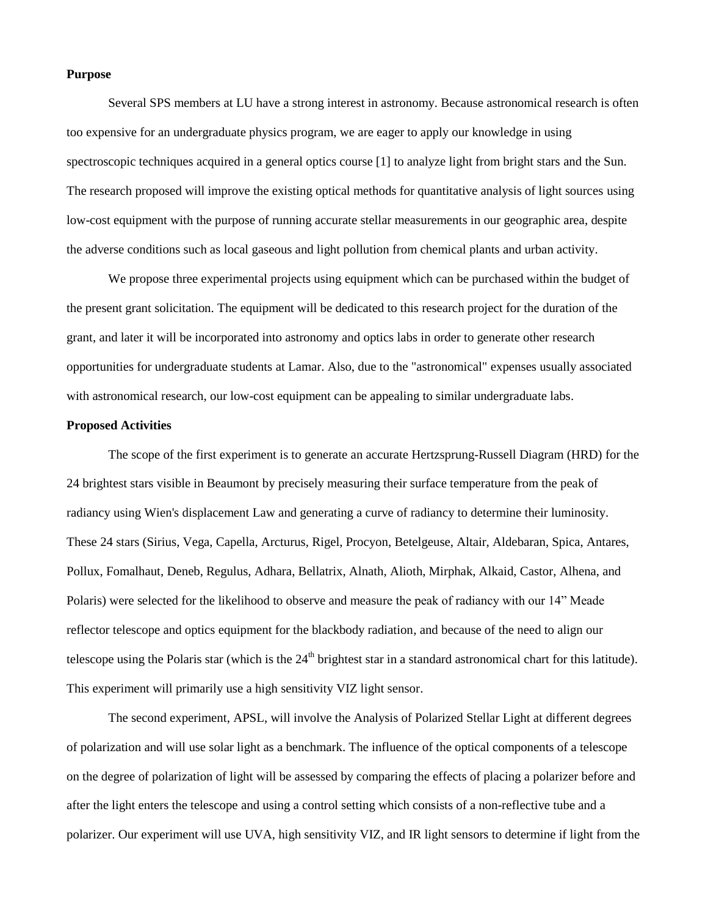**Purpose**

Several SPS members at LU have a strong interest in astronomy. Because astronomical research is often too expensive for an undergraduate physics program, we are eager to apply our knowledge in using spectroscopic techniques acquired in a general optics course [1] to analyze light from bright stars and the Sun. The research proposed will improve the existing optical methods for quantitative analysis of light sources using low-cost equipment with the purpose of running accurate stellar measurements in our geographic area, despite the adverse conditions such as local gaseous and light pollution from chemical plants and urban activity.

We propose three experimental projects using equipment which can be purchased within the budget of the present grant solicitation. The equipment will be dedicated to this research project for the duration of the grant, and later it will be incorporated into astronomy and optics labs in order to generate other research opportunities for undergraduate students at Lamar. Also, due to the "astronomical" expenses usually associated with astronomical research, our low-cost equipment can be appealing to similar undergraduate labs.

**Proposed Activities**

The scope of the first experiment is to generate an accurate Hertzsprung-Russell Diagram (HRD) for the 24 brightest stars visible in Beaumont by precisely measuring their surface temperature from the peak of radiancy using Wien's displacement Law and generating a curve of radiancy to determine their luminosity. These 24 stars (Sirius, Vega, Capella, Arcturus, Rigel, Procyon, Betelgeuse, Altair, Aldebaran, Spica, Antares, Pollux, Fomalhaut, Deneb, Regulus, Adhara, Bellatrix, Alnath, Alioth, Mirphak, Alkaid, Castor, Alhena, and Polaris) were selected for the likelihood to observe and measure the peak of radiancy with our 14" Meade reflector telescope and optics equipment for the blackbody radiation, and because of the need to align our telescope using the Polaris star (which is the $24^{th}$ brightest star in a standard astronomical chart for this latitude). This experiment will primarily use a high sensitivity VIZ light sensor.

The second experiment, APSL, will involve the Analysis of Polarized Stellar Light at different degrees of polarization and will use solar light as a benchmark. The influence of the optical components of a telescope on the degree of polarization of light will be assessed by comparing the effects of placing a polarizer before and after the light enters the telescope and using a control setting which consists of a non-reflective tube and a polarizer. Our experiment will use UVA, high sensitivity VIZ, and IR light sensors to determine if light from the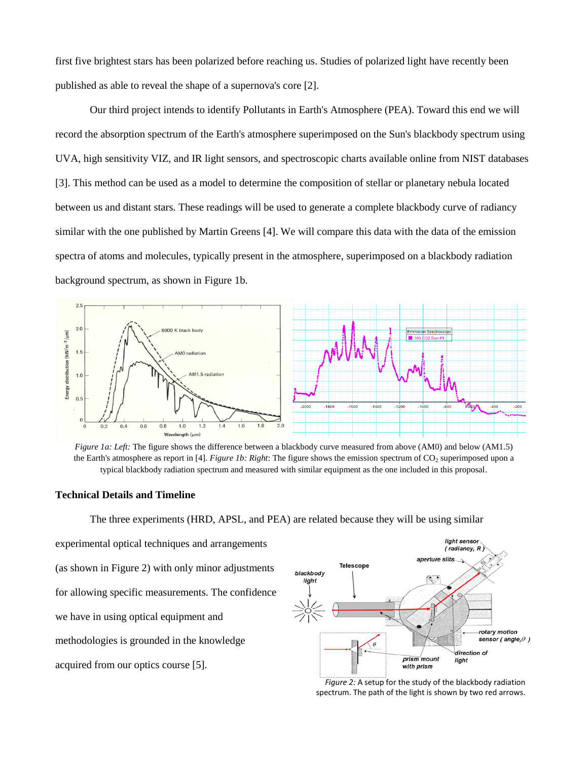first five brightest stars has been polarized before reaching us. Studies of polarized light have recently been published as able to reveal the shape of a supernova's core [2].

Our third project intends to identify Pollutants in Earth's Atmosphere (PEA). Toward this end we will record the absorption spectrum of the Earth's atmosphere superimposed on the Sun's blackbody spectrum using UVA, high sensitivity VIZ, and IR light sensors, and spectroscopic charts available online from NIST databases [3]. This method can be used as a model to determine the composition of stellar or planetary nebula located between us and distant stars. These readings will be used to generate a complete blackbody curve of radiancy similar with the one published by Martin Greens [4]. We will compare this data with the data of the emission spectra of atoms and molecules, typically present in the atmosphere, superimposed on a blackbody radiation background spectrum, as shown in Figure 1b.

*Figure 1a: Left:* The figure shows the difference between a blackbody curve measured from above (AM0) and below (AM1.5) the Earth's atmosphere as report in [4]. *Figure 1b: Right*: The figure shows the emission spectrum of $CO_2$ superimposed upon a typical blackbody radiation spectrum and measured with similar equipment as the one included in this proposal.

**Technical Details and Timeline**

The three experiments (HRD, APSL, and PEA) are related because they will be using similar experimental optical techniques and arrangements (as shown in Figure 2) with only minor adjustments for allowing specific measurements. The confidence we have in using optical equipment and methodologies is grounded in the knowledge acquired from our optics course [5].

*Figure 2:* A setup for the study of the blackbody radiation spectrum. The path of the light is shown by two red arrows.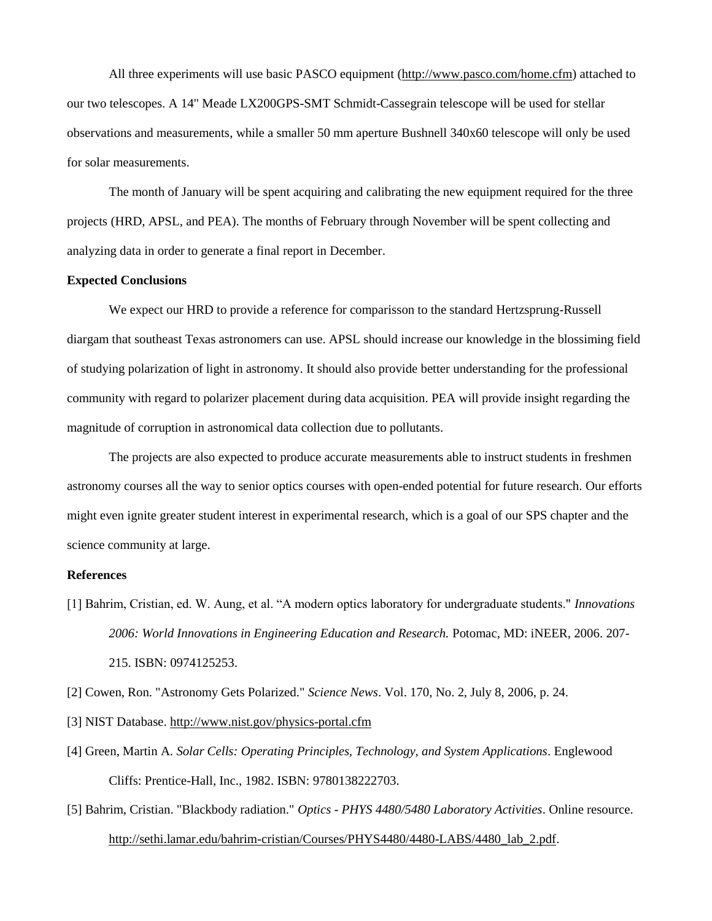All three experiments will use basic PASCO equipment (http://www.pasco.com/home.cfm) attached to our two telescopes. A 14" Meade LX200GPS-SMT Schmidt-Cassegrain telescope will be used for stellar observations and measurements, while a smaller 50 mm aperture Bushnell 340x60 telescope will only be used for solar measurements.

The month of January will be spent acquiring and calibrating the new equipment required for the three projects (HRD, APSL, and PEA). The months of February through November will be spent collecting and analyzing data in order to generate a final report in December.

**Expected Conclusions**

We expect our HRD to provide a reference for comparisson to the standard Hertzsprung-Russell diargam that southeast Texas astronomers can use. APSL should increase our knowledge in the blossiming field of studying polarization of light in astronomy. It should also provide better understanding for the professional community with regard to polarizer placement during data acquisition. PEA will provide insight regarding the magnitude of corruption in astronomical data collection due to pollutants.

The projects are also expected to produce accurate measurements able to instruct students in freshmen astronomy courses all the way to senior optics courses with open-ended potential for future research. Our efforts might even ignite greater student interest in experimental research, which is a goal of our SPS chapter and the science community at large.

**References**

[1] Bahrim, Cristian, ed. W. Aung, et al. “A modern optics laboratory for undergraduate students." *Innovations 2006: World Innovations in Engineering Education and Research.* Potomac, MD: iNEER, 2006. 207-215. ISBN: 0974125253.

[2] Cowen, Ron. "Astronomy Gets Polarized." *Science News*. Vol. 170, No. 2, July 8, 2006, p. 24.

[3] NIST Database. http://www.nist.gov/physics-portal.cfm

[4] Green, Martin A. *Solar Cells: Operating Principles, Technology, and System Applications*. Englewood Cliffs: Prentice-Hall, Inc., 1982. ISBN: 9780138222703.

[5] Bahrim, Cristian. "Blackbody radiation." *Optics - PHYS 4480/5480 Laboratory Activities*. Online resource. http://sethi.lamar.edu/bahrim-cristian/Courses/PHYS4480/4480-LABS/4480_lab_2.pdf.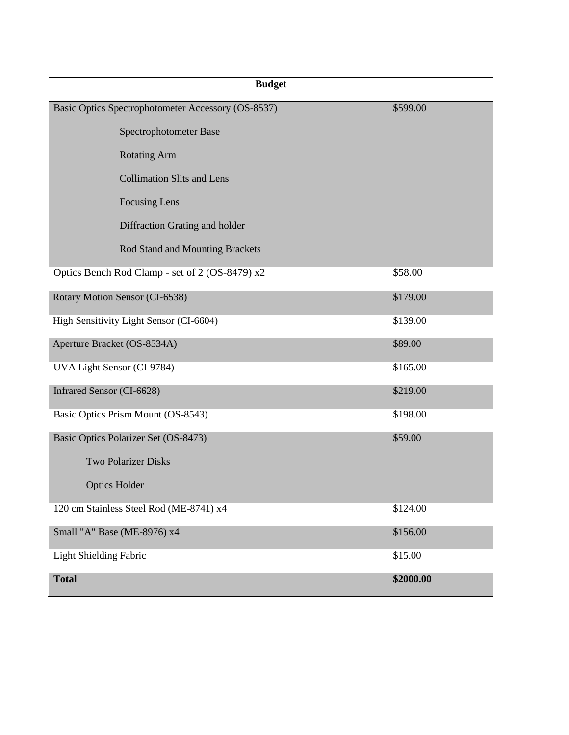| Budget | |
|---|---|
| Basic Optics Spectrophotometer Accessory (OS-8537) | $599.00 |
| Spectrophotometer Base | |
| Rotating Arm | |
| Collimation Slits and Lens | |
| Focusing Lens | |
| Diffraction Grating and holder | |
| Rod Stand and Mounting Brackets | |
| Optics Bench Rod Clamp - set of 2 (OS-8479) x2 | $58.00 |
| Rotary Motion Sensor (CI-6538) | $179.00 |
| High Sensitivity Light Sensor (CI-6604) | $139.00 |
| Aperture Bracket (OS-8534A) | $89.00 |
| UVA Light Sensor (CI-9784) | $165.00 |
| Infrared Sensor (CI-6628) | $219.00 |
| Basic Optics Prism Mount (OS-8543) | $198.00 |
| Basic Optics Polarizer Set (OS-8473) | $59.00 |
| Two Polarizer Disks | |
| Optics Holder | |
| 120 cm Stainless Steel Rod (ME-8741) x4 | $124.00 |
| Small "A" Base (ME-8976) x4 | $156.00 |
| Light Shielding Fabric | $15.00 |
| **Total** | **$2000.00** |